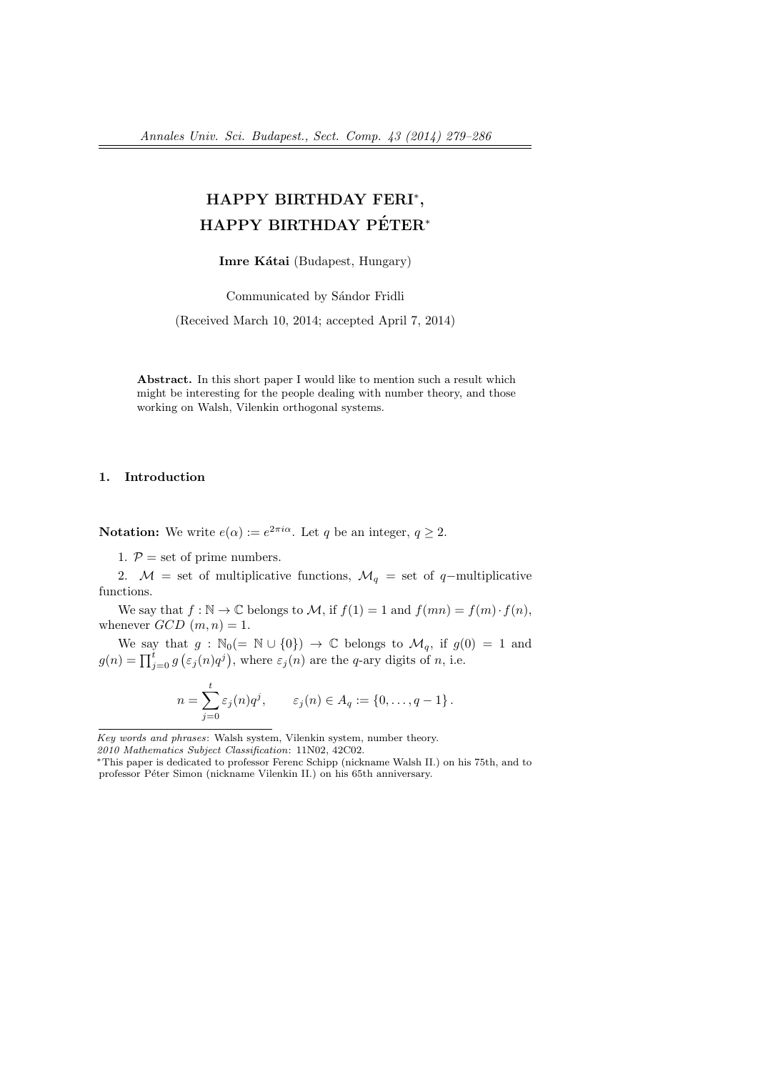# HAPPY BIRTHDAY FERI[*], HAPPY BIRTHDAY PÉTER[*]

**Imre Kátai** (Budapest, Hungary)

Communicated by Sándor Fridli

(Received March 10, 2014; accepted April 7, 2014)

**Abstract.** In this short paper I would like to mention such a result which might be interesting for the people dealing with number theory, and those working on Walsh, Vilenkin orthogonal systems.

## 1. Introduction

**Notation:** We write $e(\alpha) := e^{2\pi i\alpha}$. Let $q$ be an integer, $q \geq 2$.

1. $\mathcal{P}$ = set of prime numbers.

2. $\mathcal{M}$ = set of multiplicative functions, $\mathcal{M}_q$ = set of $q-$multiplicative functions.

We say that $f : \mathbb{N} \to \mathbb{C}$ belongs to $\mathcal{M}$, if $f(1) = 1$ and $f(mn) = f(m) \cdot f(n)$, whenever $GCD\ (m, n) = 1$.

We say that $g : \mathbb{N}_0 (= \mathbb{N} \cup \{0\}) \to \mathbb{C}$ belongs to $\mathcal{M}_q$, if $g(0) = 1$ and $g(n) = \prod_{j=0}^{t} g\left(\varepsilon_j(n) q^j\right)$, where $\varepsilon_j(n)$ are the $q$-ary digits of $n$, i.e.

$$n = \sum_{j=0}^{t} \varepsilon_j(n) q^j, \qquad \varepsilon_j(n) \in A_q := \{0, \ldots, q-1\}.$$

---

*Key words and phrases*: Walsh system, Vilenkin system, number theory.

*2010 Mathematics Subject Classification*: 11N02, 42C02.

[*]This paper is dedicated to professor Ferenc Schipp (nickname Walsh II.) on his 75th, and to professor Péter Simon (nickname Vilenkin II.) on his 65th anniversary.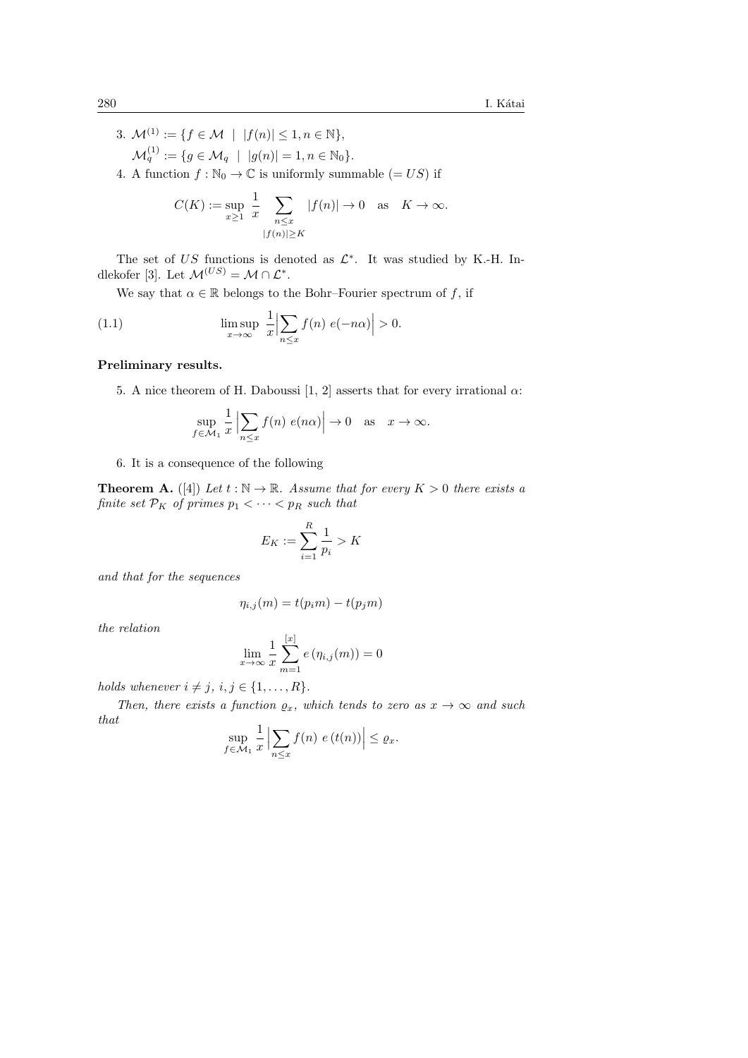3. $\mathcal{M}^{(1)} := \{f \in \mathcal{M} \ | \ |f(n)| \leq 1, n \in \mathbb{N}\}$,

   $\mathcal{M}_q^{(1)} := \{g \in \mathcal{M}_q \ | \ |g(n)| = 1, n \in \mathbb{N}_0\}$.

4. A function $f : \mathbb{N}_0 \to \mathbb{C}$ is uniformly summable ($= US$) if

$$C(K) := \sup_{x \geq 1} \frac{1}{x} \sum_{\substack{n \leq x \\ |f(n)| \geq K}} |f(n)| \to 0 \quad \text{as} \quad K \to \infty.$$

The set of $US$ functions is denoted as $\mathcal{L}^*$. It was studied by K.-H. Indlekofer [3]. Let $\mathcal{M}^{(US)} = \mathcal{M} \cap \mathcal{L}^*$.

We say that $\alpha \in \mathbb{R}$ belongs to the Bohr–Fourier spectrum of $f$, if

$$\limsup_{x \to \infty} \frac{1}{x} \Big| \sum_{n \leq x} f(n) \ e(-n\alpha) \Big| > 0. \tag{1.1}$$

**Preliminary results.**

5. A nice theorem of H. Daboussi [1, 2] asserts that for every irrational $\alpha$:

$$\sup_{f \in \mathcal{M}_1} \frac{1}{x} \Big| \sum_{n \leq x} f(n) \ e(n\alpha) \Big| \to 0 \quad \text{as} \quad x \to \infty.$$

6. It is a consequence of the following

**Theorem A.** ([4]) *Let $t : \mathbb{N} \to \mathbb{R}$. Assume that for every $K > 0$ there exists a finite set $\mathcal{P}_K$ of primes $p_1 < \cdots < p_R$ such that*

$$E_K := \sum_{i=1}^{R} \frac{1}{p_i} > K$$

*and that for the sequences*

$$\eta_{i,j}(m) = t(p_i m) - t(p_j m)$$

*the relation*

$$\lim_{x \to \infty} \frac{1}{x} \sum_{m=1}^{[x]} e\left(\eta_{i,j}(m)\right) = 0$$

*holds whenever $i \neq j$, $i, j \in \{1, \ldots, R\}$.*

*Then, there exists a function $\varrho_x$, which tends to zero as $x \to \infty$ and such that*

$$\sup_{f \in \mathcal{M}_1} \frac{1}{x} \Big| \sum_{n \leq x} f(n) \ e\left(t(n)\right) \Big| \leq \varrho_x.$$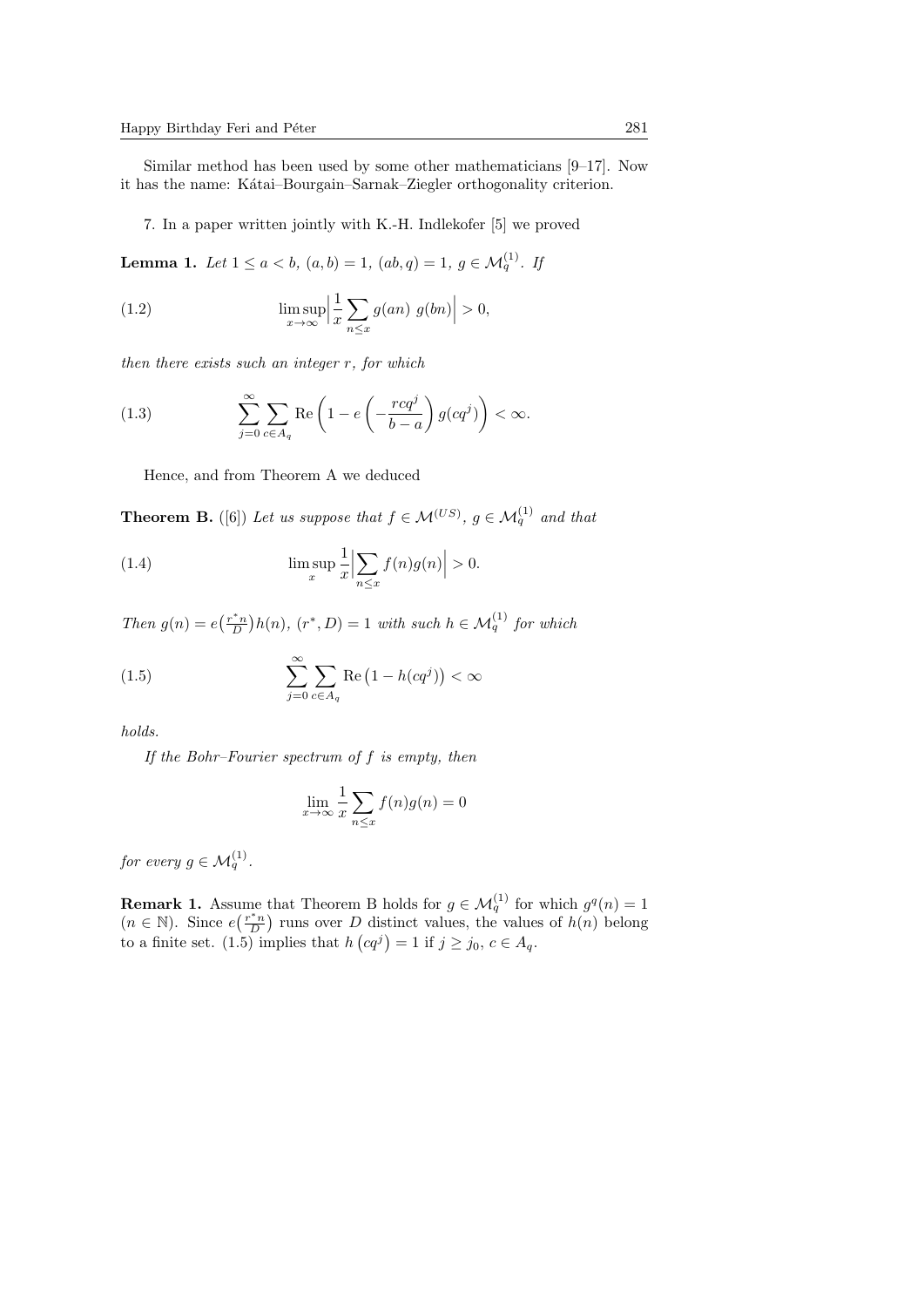Similar method has been used by some other mathematicians [9–17]. Now it has the name: Kátai–Bourgain–Sarnak–Ziegler orthogonality criterion.

7. In a paper written jointly with K.-H. Indlekofer [5] we proved

**Lemma 1.** *Let $1 \le a < b$, $(a,b)=1$, $(ab,q)=1$, $g \in \mathcal{M}_q^{(1)}$. If*

$$\limsup_{x\to\infty} \Big| \frac{1}{x} \sum_{n\le x} g(an)\ g(bn) \Big| > 0, \tag{1.2}$$

*then there exists such an integer $r$, for which*

$$\sum_{j=0}^{\infty} \sum_{c\in A_q} \mathrm{Re}\left(1 - e\left(-\frac{rcq^j}{b-a}\right) g(cq^j)\right) < \infty. \tag{1.3}$$

Hence, and from Theorem A we deduced

**Theorem B.** ([6]) *Let us suppose that $f \in \mathcal{M}^{(US)}$, $g \in \mathcal{M}_q^{(1)}$ and that*

$$\limsup_{x} \frac{1}{x} \Big| \sum_{n\le x} f(n) g(n) \Big| > 0. \tag{1.4}$$

*Then $g(n) = e\big(\frac{r^* n}{D}\big) h(n)$, $(r^*, D) = 1$ with such $h \in \mathcal{M}_q^{(1)}$ for which*

$$\sum_{j=0}^{\infty} \sum_{c\in A_q} \mathrm{Re}\left(1 - h(cq^j)\right) < \infty \tag{1.5}$$

*holds.*

*If the Bohr–Fourier spectrum of $f$ is empty, then*

$$\lim_{x\to\infty} \frac{1}{x} \sum_{n\le x} f(n) g(n) = 0$$

*for every $g \in \mathcal{M}_q^{(1)}$.*

**Remark 1.** Assume that Theorem B holds for $g \in \mathcal{M}_q^{(1)}$ for which $g^q(n) = 1$ ($n \in \mathbb{N}$). Since $e\big(\frac{r^* n}{D}\big)$ runs over $D$ distinct values, the values of $h(n)$ belong to a finite set. (1.5) implies that $h\left(cq^j\right) = 1$ if $j \ge j_0$, $c \in A_q$.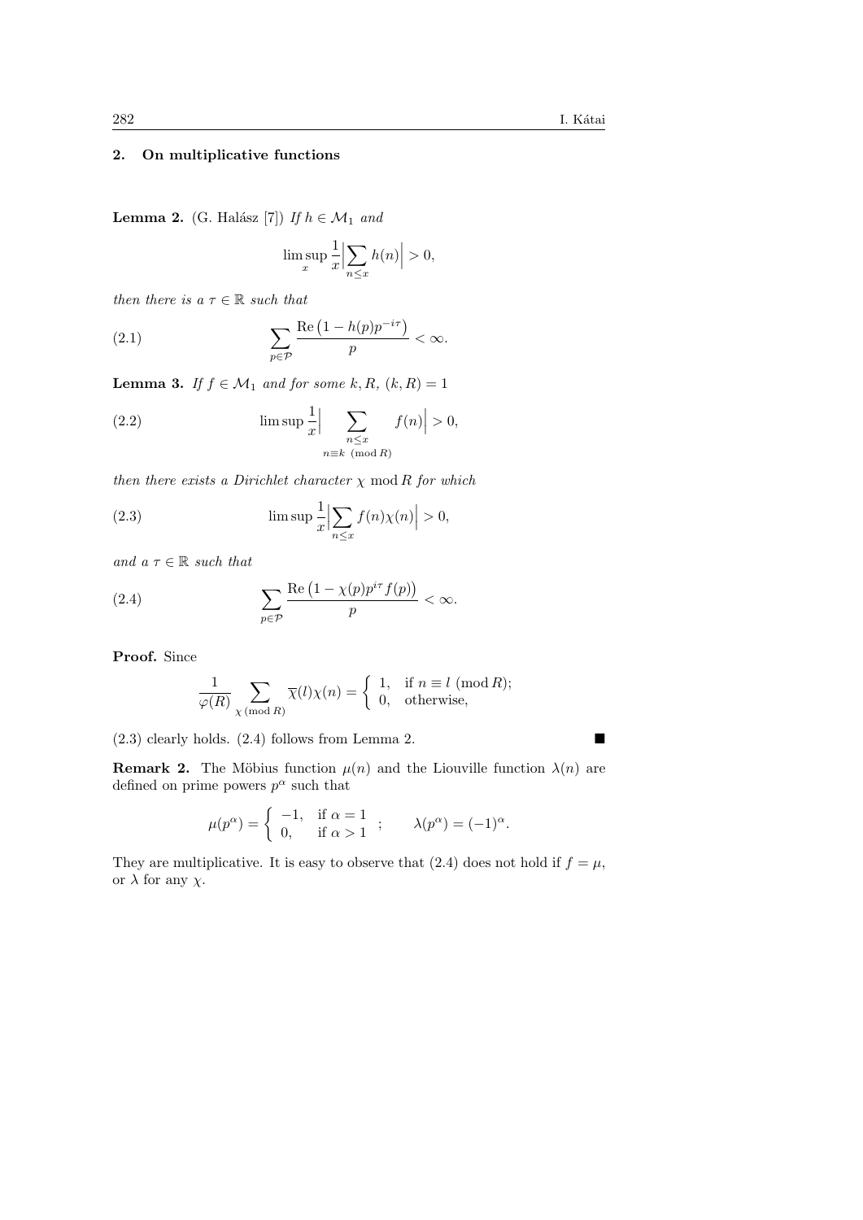## 2. On multiplicative functions

**Lemma 2.** (G. Halász [7]) *If $h \in \mathcal{M}_1$ and*

$$\limsup_x \frac{1}{x}\Big|\sum_{n\le x} h(n)\Big| > 0,$$

*then there is a $\tau \in \mathbb{R}$ such that*

$$\sum_{p\in\mathcal{P}} \frac{\operatorname{Re}\big(1 - h(p)p^{-i\tau}\big)}{p} < \infty. \tag{2.1}$$

**Lemma 3.** *If $f \in \mathcal{M}_1$ and for some $k, R$, $(k,R) = 1$*

$$\limsup \frac{1}{x}\Big|\sum_{\substack{n\le x\\ n\equiv k \pmod R}} f(n)\Big| > 0, \tag{2.2}$$

*then there exists a Dirichlet character $\chi \bmod R$ for which*

$$\limsup \frac{1}{x}\Big|\sum_{n\le x} f(n)\chi(n)\Big| > 0, \tag{2.3}$$

*and a $\tau \in \mathbb{R}$ such that*

$$\sum_{p\in\mathcal{P}} \frac{\operatorname{Re}\big(1 - \chi(p)p^{i\tau} f(p)\big)}{p} < \infty. \tag{2.4}$$

**Proof.** Since

$$\frac{1}{\varphi(R)} \sum_{\chi \,(\mathrm{mod}\, R)} \overline{\chi}(l)\chi(n) = \begin{cases} 1, & \text{if } n \equiv l \pmod R; \\ 0, & \text{otherwise,} \end{cases}$$

(2.3) clearly holds. (2.4) follows from Lemma 2. ∎

**Remark 2.** The Möbius function $\mu(n)$ and the Liouville function $\lambda(n)$ are defined on prime powers $p^\alpha$ such that

$$\mu(p^\alpha) = \begin{cases} -1, & \text{if } \alpha = 1 \\ 0, & \text{if } \alpha > 1 \end{cases}; \qquad \lambda(p^\alpha) = (-1)^\alpha.$$

They are multiplicative. It is easy to observe that (2.4) does not hold if $f = \mu$, or $\lambda$ for any $\chi$.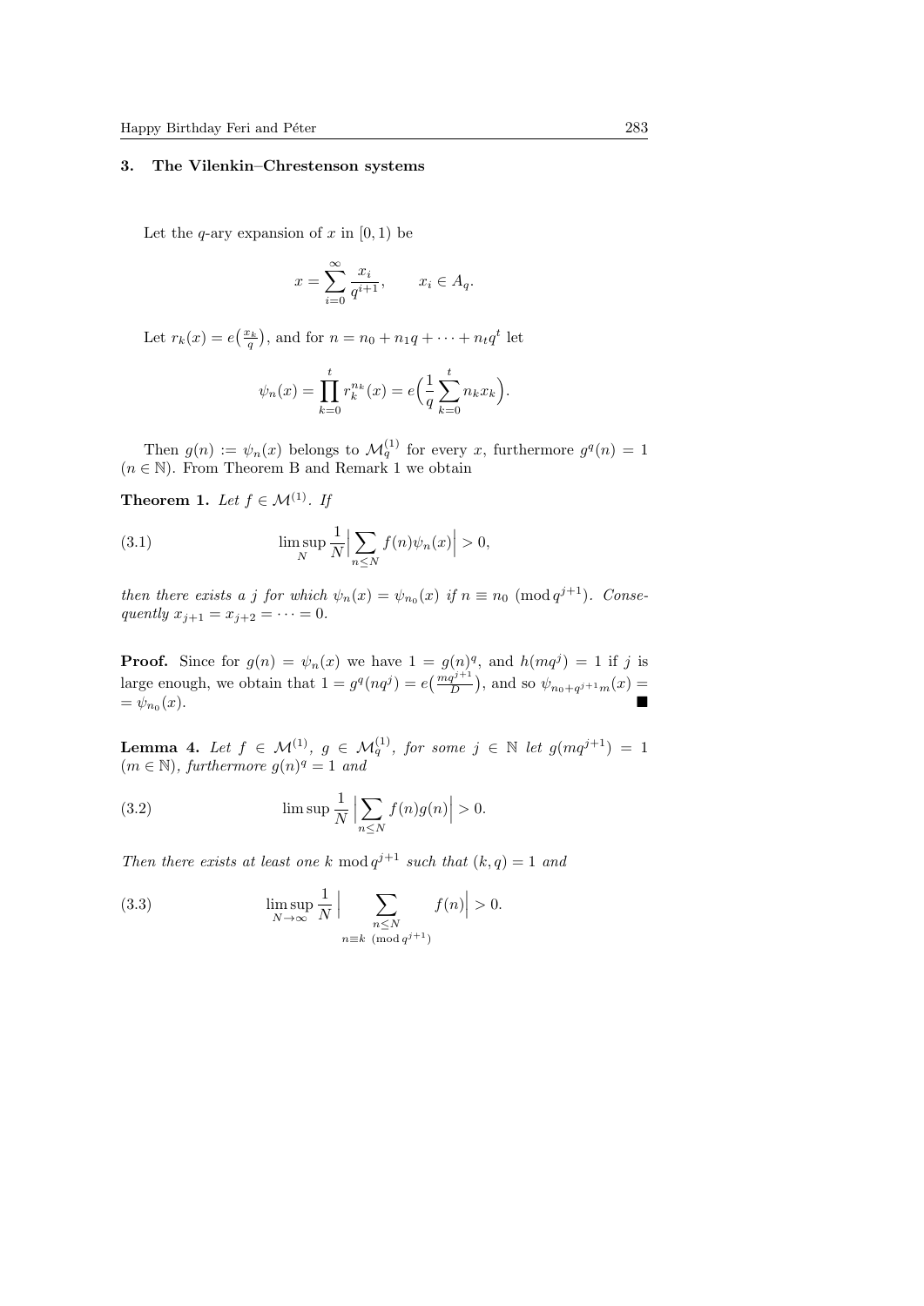### 3. The Vilenkin–Chrestenson systems

Let the $q$-ary expansion of $x$ in $[0,1)$ be

$$x = \sum_{i=0}^{\infty} \frac{x_i}{q^{i+1}}, \qquad x_i \in A_q.$$

Let $r_k(x) = e\big(\frac{x_k}{q}\big)$, and for $n = n_0 + n_1 q + \cdots + n_t q^t$ let

$$\psi_n(x) = \prod_{k=0}^{t} r_k^{n_k}(x) = e\Big(\frac{1}{q}\sum_{k=0}^{t} n_k x_k\Big).$$

Then $g(n) := \psi_n(x)$ belongs to $\mathcal{M}_q^{(1)}$ for every $x$, furthermore $g^q(n) = 1$ $(n \in \mathbb{N})$. From Theorem B and Remark 1 we obtain

**Theorem 1.** *Let $f \in \mathcal{M}^{(1)}$. If*

$$\limsup_{N} \frac{1}{N}\Big|\sum_{n\le N} f(n)\psi_n(x)\Big| > 0, \tag{3.1}$$

*then there exists a $j$ for which $\psi_n(x) = \psi_{n_0}(x)$ if $n \equiv n_0 \pmod{q^{j+1}}$. Consequently $x_{j+1} = x_{j+2} = \cdots = 0$.*

**Proof.** Since for $g(n) = \psi_n(x)$ we have $1 = g(n)^q$, and $h(mq^j) = 1$ if $j$ is large enough, we obtain that $1 = g^q(nq^j) = e\big(\frac{mq^{j+1}}{D}\big)$, and so $\psi_{n_0+q^{j+1}m}(x) = \psi_{n_0}(x)$. ∎

**Lemma 4.** *Let $f \in \mathcal{M}^{(1)}$, $g \in \mathcal{M}_q^{(1)}$, for some $j \in \mathbb{N}$ let $g(mq^{j+1}) = 1$ $(m \in \mathbb{N})$, furthermore $g(n)^q = 1$ and*

$$\limsup \frac{1}{N}\Big|\sum_{n\le N} f(n)g(n)\Big| > 0. \tag{3.2}$$

*Then there exists at least one $k \bmod q^{j+1}$ such that $(k,q) = 1$ and*

$$\limsup_{N\to\infty} \frac{1}{N}\Big|\sum_{\substack{n\le N\\ n\equiv k \pmod{q^{j+1}}}} f(n)\Big| > 0. \tag{3.3}$$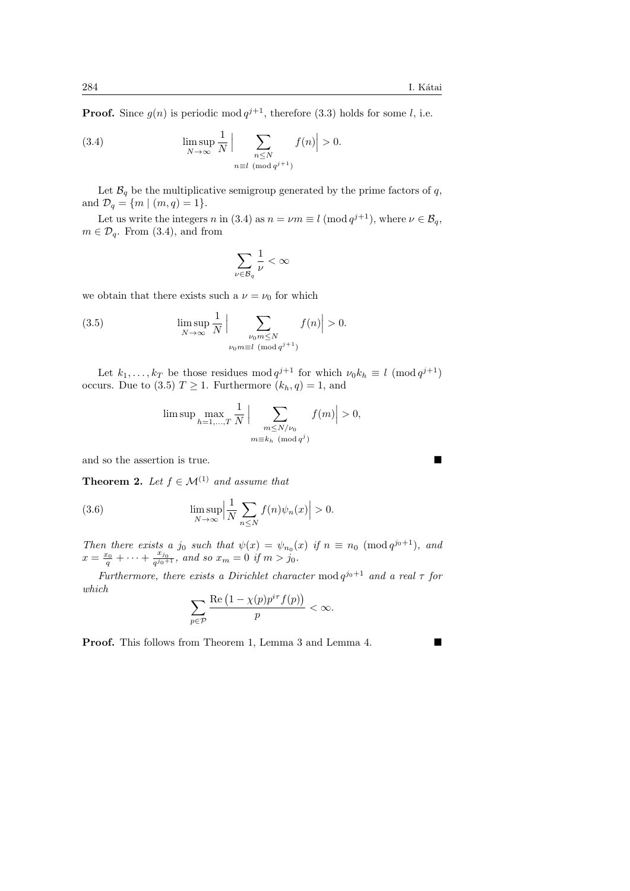**Proof.** Since $g(n)$ is periodic $\bmod\, q^{j+1}$, therefore (3.3) holds for some $l$, i.e.

$$\limsup_{N\to\infty} \frac{1}{N} \Big| \sum_{\substack{n\le N \\ n\equiv l \pmod{q^{j+1}}}} f(n) \Big| > 0. \tag{3.4}$$

Let $\mathcal{B}_q$ be the multiplicative semigroup generated by the prime factors of $q$, and $\mathcal{D}_q = \{m \mid (m,q)=1\}$.

Let us write the integers $n$ in (3.4) as $n = \nu m \equiv l \pmod{q^{j+1}}$, where $\nu \in \mathcal{B}_q$, $m \in \mathcal{D}_q$. From (3.4), and from

$$\sum_{\nu\in\mathcal{B}_q} \frac{1}{\nu} < \infty$$

we obtain that there exists such a $\nu = \nu_0$ for which

$$\limsup_{N\to\infty} \frac{1}{N} \Big| \sum_{\substack{\nu_0 m\le N \\ \nu_0 m\equiv l \pmod{q^{j+1}}}} f(n) \Big| > 0. \tag{3.5}$$

Let $k_1, \dots, k_T$ be those residues $\bmod\, q^{j+1}$ for which $\nu_0 k_h \equiv l \pmod{q^{j+1}}$ occurs. Due to (3.5) $T \ge 1$. Furthermore $(k_h, q) = 1$, and

$$\limsup \max_{h=1,\dots,T} \frac{1}{N} \Big| \sum_{\substack{m\le N/\nu_0 \\ m\equiv k_h \pmod{q^j}}} f(m) \Big| > 0,$$

and so the assertion is true. ∎

**Theorem 2.** *Let $f \in \mathcal{M}^{(1)}$ and assume that*

$$\limsup_{N\to\infty} \Big| \frac{1}{N} \sum_{n\le N} f(n)\psi_n(x) \Big| > 0. \tag{3.6}$$

*Then there exists a $j_0$ such that $\psi(x) = \psi_{n_0}(x)$ if $n \equiv n_0 \pmod{q^{j_0+1}}$, and $x = \frac{x_0}{q} + \dots + \frac{x_{j_0}}{q^{j_0+1}}$, and so $x_m = 0$ if $m > j_0$.*

*Furthermore, there exists a Dirichlet character $\bmod\, q^{j_0+1}$ and a real $\tau$ for which*

$$\sum_{p\in\mathcal{P}} \frac{\operatorname{Re}\big(1 - \chi(p)p^{i\tau} f(p)\big)}{p} < \infty.$$

**Proof.** This follows from Theorem 1, Lemma 3 and Lemma 4. ∎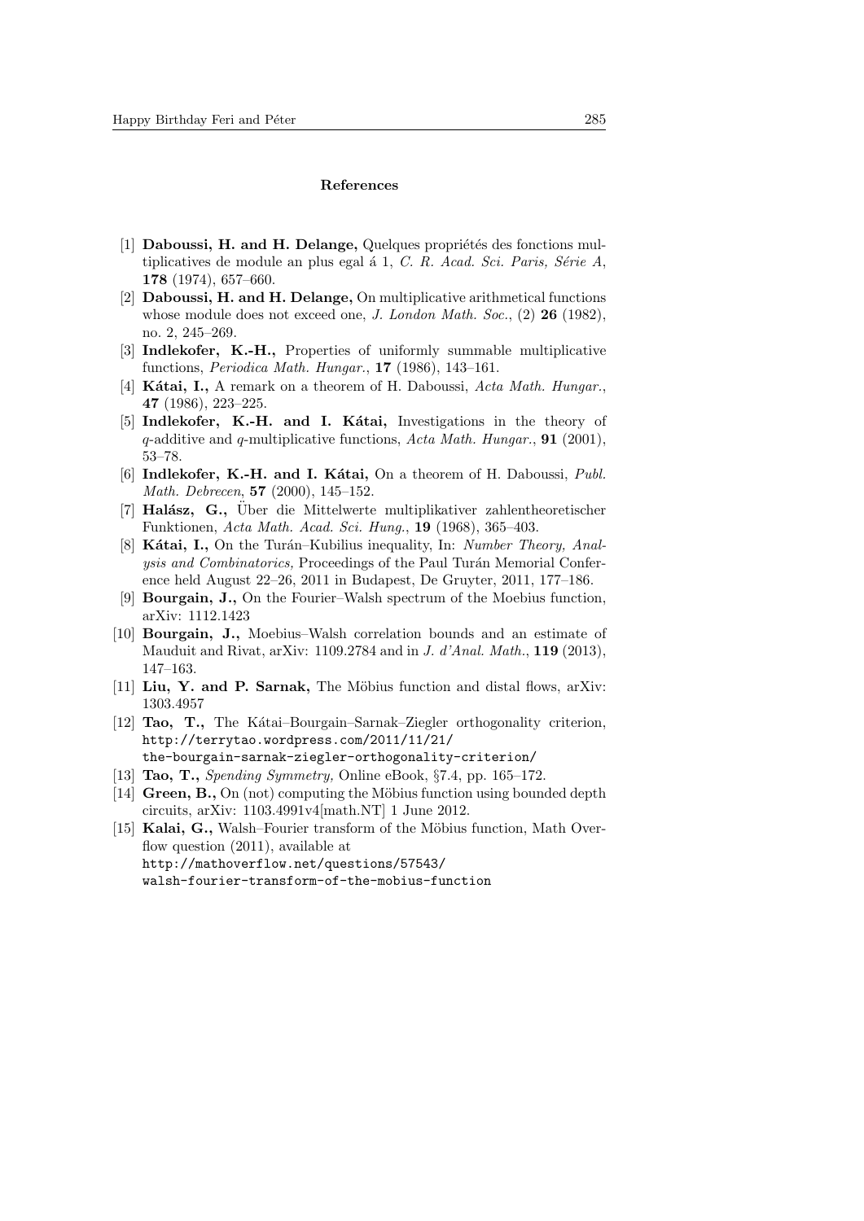## References

[1] **Daboussi, H. and H. Delange,** Quelques propriétés des fonctions multiplicatives de module an plus egal á 1, *C. R. Acad. Sci. Paris, Série A*, **178** (1974), 657–660.

[2] **Daboussi, H. and H. Delange,** On multiplicative arithmetical functions whose module does not exceed one, *J. London Math. Soc.*, (2) **26** (1982), no. 2, 245–269.

[3] **Indlekofer, K.-H.,** Properties of uniformly summable multiplicative functions, *Periodica Math. Hungar.*, **17** (1986), 143–161.

[4] **Kátai, I.,** A remark on a theorem of H. Daboussi, *Acta Math. Hungar.*, **47** (1986), 223–225.

[5] **Indlekofer, K.-H. and I. Kátai,** Investigations in the theory of $q$-additive and $q$-multiplicative functions, *Acta Math. Hungar.*, **91** (2001), 53–78.

[6] **Indlekofer, K.-H. and I. Kátai,** On a theorem of H. Daboussi, *Publ. Math. Debrecen*, **57** (2000), 145–152.

[7] **Halász, G.,** Über die Mittelwerte multiplikativer zahlentheoretischer Funktionen, *Acta Math. Acad. Sci. Hung.*, **19** (1968), 365–403.

[8] **Kátai, I.,** On the Turán–Kubilius inequality, In: *Number Theory, Analysis and Combinatorics,* Proceedings of the Paul Turán Memorial Conference held August 22–26, 2011 in Budapest, De Gruyter, 2011, 177–186.

[9] **Bourgain, J.,** On the Fourier–Walsh spectrum of the Moebius function, arXiv: 1112.1423

[10] **Bourgain, J.,** Moebius–Walsh correlation bounds and an estimate of Mauduit and Rivat, arXiv: 1109.2784 and in *J. d'Anal. Math.*, **119** (2013), 147–163.

[11] **Liu, Y. and P. Sarnak,** The Möbius function and distal flows, arXiv: 1303.4957

[12] **Tao, T.,** The Kátai–Bourgain–Sarnak–Ziegler orthogonality criterion, http://terrytao.wordpress.com/2011/11/21/the-bourgain-sarnak-ziegler-orthogonality-criterion/

[13] **Tao, T.,** *Spending Symmetry,* Online eBook, §7.4, pp. 165–172.

[14] **Green, B.,** On (not) computing the Möbius function using bounded depth circuits, arXiv: 1103.4991v4[math.NT] 1 June 2012.

[15] **Kalai, G.,** Walsh–Fourier transform of the Möbius function, Math Overflow question (2011), available at http://mathoverflow.net/questions/57543/walsh-fourier-transform-of-the-mobius-function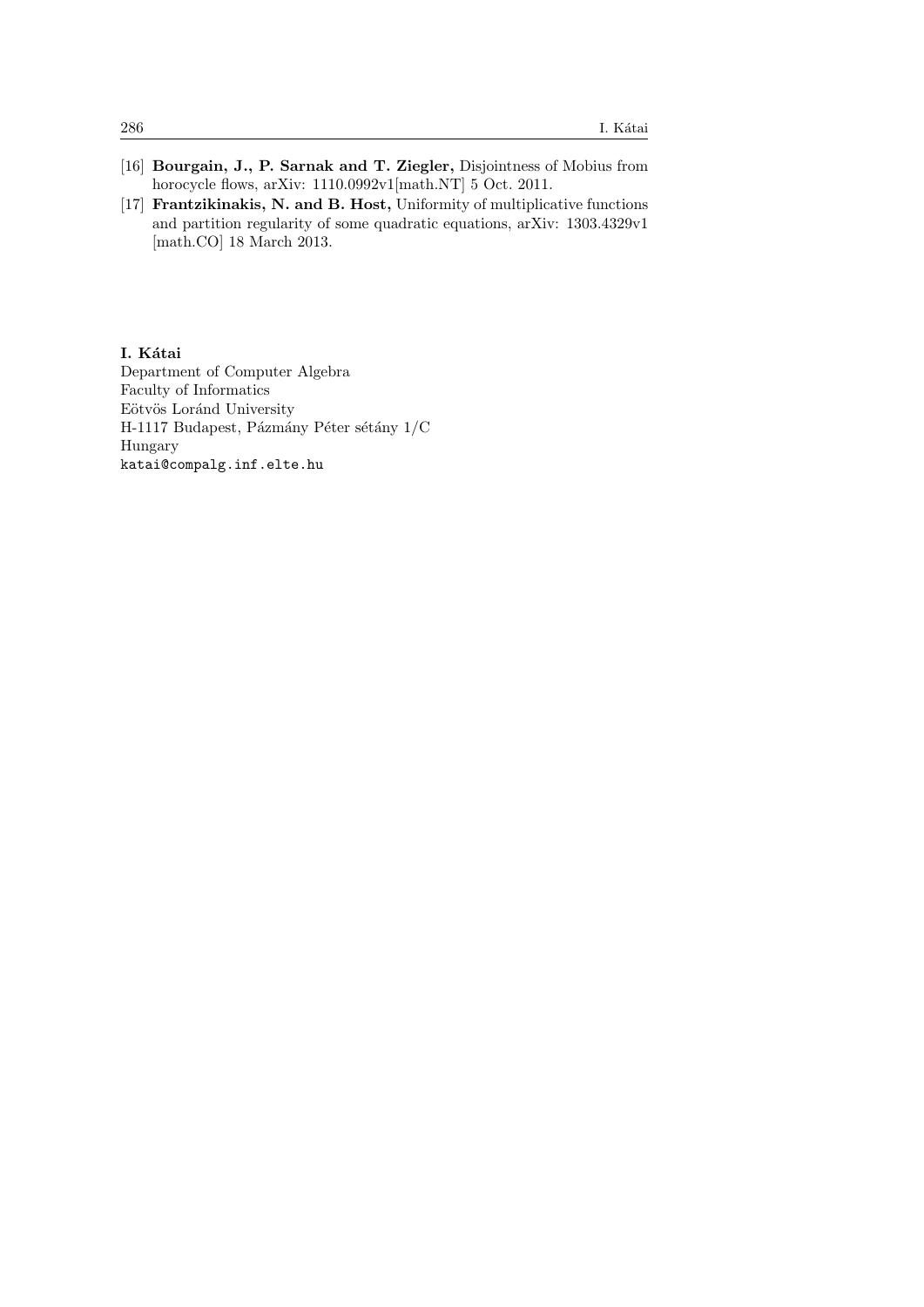[16] **Bourgain, J., P. Sarnak and T. Ziegler,** Disjointness of Mobius from horocycle flows, arXiv: 1110.0992v1[math.NT] 5 Oct. 2011.

[17] **Frantzikinakis, N. and B. Host,** Uniformity of multiplicative functions and partition regularity of some quadratic equations, arXiv: 1303.4329v1 [math.CO] 18 March 2013.

**I. Kátai**
Department of Computer Algebra
Faculty of Informatics
Eötvös Loránd University
H-1117 Budapest, Pázmány Péter sétány 1/C
Hungary
katai@compalg.inf.elte.hu